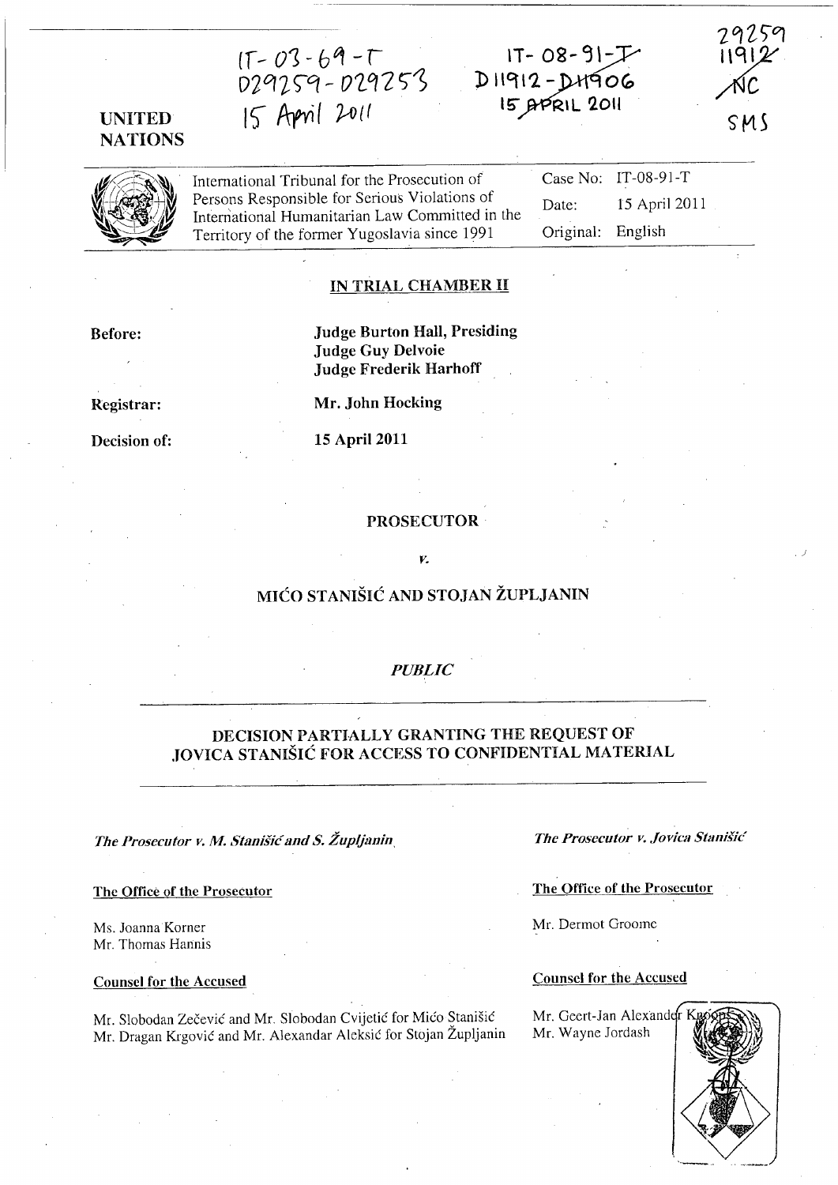IT-03-69-T
D29259-D29253
15 April 2011

IT-08-91-T
D11912-D11906
15 APRIL 2011

29259
11912
NC
SMS

**UNITED NATIONS**

International Tribunal for the Prosecution of Persons Responsible for Serious Violations of International Humanitarian Law Committed in the Territory of the former Yugoslavia since 1991

| | |
|---|---|
| Case No: | IT-08-91-T |
| Date: | 15 April 2011 |
| Original: | English |

## IN TRIAL CHAMBER II

**Before:** **Judge Burton Hall, Presiding**
**Judge Guy Delvoie**
**Judge Frederik Harhoff**

**Registrar:** **Mr. John Hocking**

**Decision of:** **15 April 2011**

**PROSECUTOR**

*v.*

**MIĆO STANIŠIĆ AND STOJAN ŽUPLJANIN**

*PUBLIC*

## DECISION PARTIALLY GRANTING THE REQUEST OF JOVICA STANIŠIĆ FOR ACCESS TO CONFIDENTIAL MATERIAL

*The Prosecutor v. M. Stanišić and S. Župljanin*

The Office of the Prosecutor

Ms. Joanna Korner
Mr. Thomas Hannis

Counsel for the Accused

Mr. Slobodan Zečević and Mr. Slobodan Cvijetić for Mićo Stanišić
Mr. Dragan Krgović and Mr. Alexandar Aleksić for Stojan Župljanin

*The Prosecutor v. Jovica Stanišić*

The Office of the Prosecutor

Mr. Dermot Groome

Counsel for the Accused

Mr. Geert-Jan Alexander Knoops
Mr. Wayne Jordash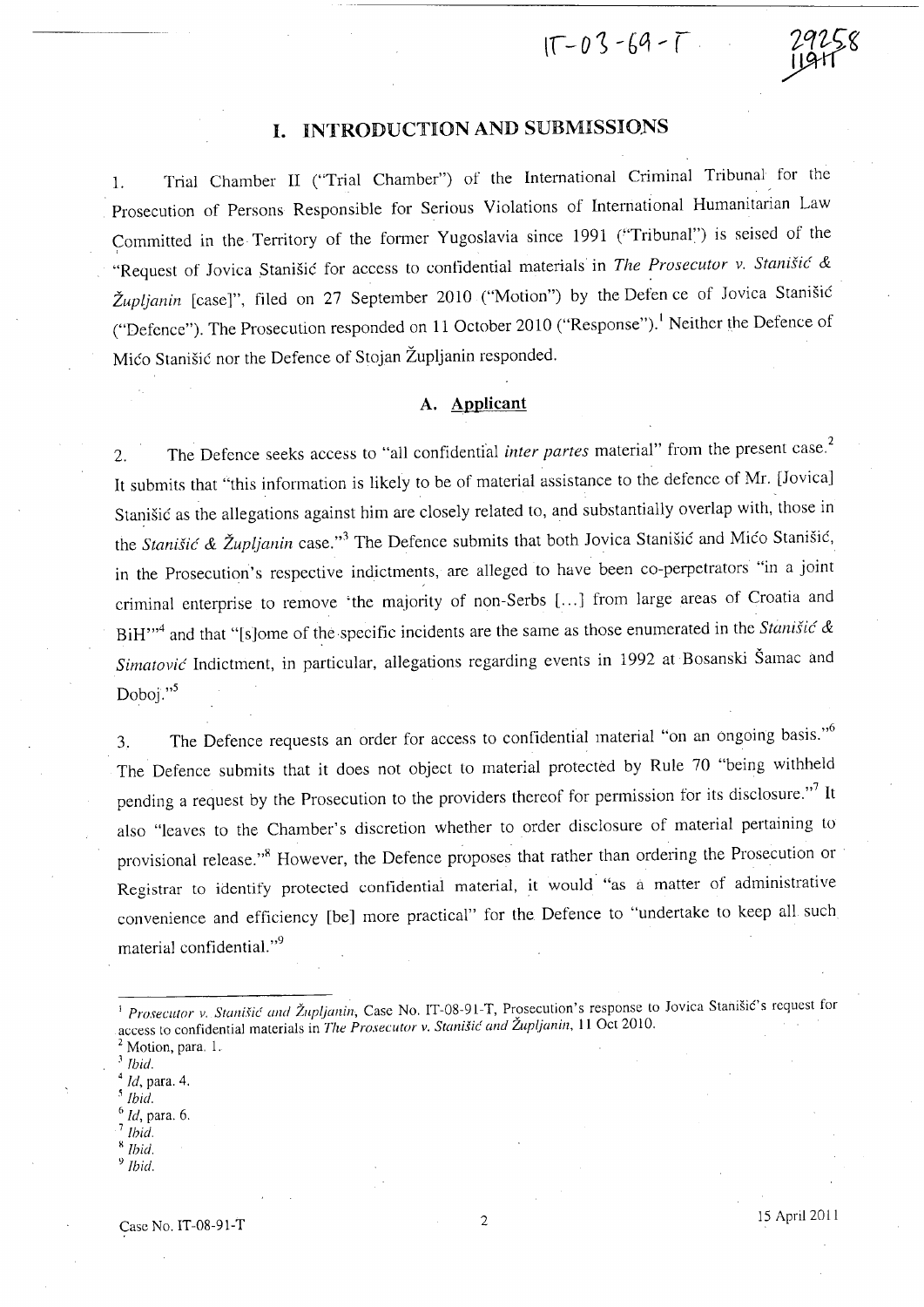# I. INTRODUCTION AND SUBMISSIONS

1. Trial Chamber II ("Trial Chamber") of the International Criminal Tribunal for the Prosecution of Persons Responsible for Serious Violations of International Humanitarian Law Committed in the Territory of the former Yugoslavia since 1991 ("Tribunal") is seised of the "Request of Jovica Stanišić for access to confidential materials in *The Prosecutor v. Stanišić & Župljanin* [case]", filed on 27 September 2010 ("Motion") by the Defence of Jovica Stanišić ("Defence"). The Prosecution responded on 11 October 2010 ("Response").[1] Neither the Defence of Mićo Stanišić nor the Defence of Stojan Župljanin responded.

## A. Applicant

2. The Defence seeks access to "all confidential *inter partes* material" from the present case.[2] It submits that "this information is likely to be of material assistance to the defence of Mr. [Jovica] Stanišić as the allegations against him are closely related to, and substantially overlap with, those in the *Stanišić & Župljanin* case."[3] The Defence submits that both Jovica Stanišić and Mićo Stanišić, in the Prosecution's respective indictments, are alleged to have been co-perpetrators "in a joint criminal enterprise to remove 'the majority of non-Serbs [...] from large areas of Croatia and BiH'"[4] and that "[s]ome of the specific incidents are the same as those enumerated in the *Stanišić & Simatović* Indictment, in particular, allegations regarding events in 1992 at Bosanski Šamac and Doboj."[5]

3. The Defence requests an order for access to confidential material "on an ongoing basis."[6] The Defence submits that it does not object to material protected by Rule 70 "being withheld pending a request by the Prosecution to the providers thereof for permission for its disclosure."[7] It also "leaves to the Chamber's discretion whether to order disclosure of material pertaining to provisional release."[8] However, the Defence proposes that rather than ordering the Prosecution or Registrar to identify protected confidential material, it would "as a matter of administrative convenience and efficiency [be] more practical" for the Defence to "undertake to keep all such material confidential."[9]

---

[1] *Prosecutor v. Stanišić and Župljanin*, Case No. IT-08-91-T, Prosecution's response to Jovica Stanišić's request for access to confidential materials in *The Prosecutor v. Stanišić and Župljanin*, 11 Oct 2010.

[2] Motion, para. 1.

[3] *Ibid.*

[4] *Id*, para. 4.

[5] *Ibid.*

[6] *Id*, para. 6.

[7] *Ibid.*

[8] *Ibid.*

[9] *Ibid.*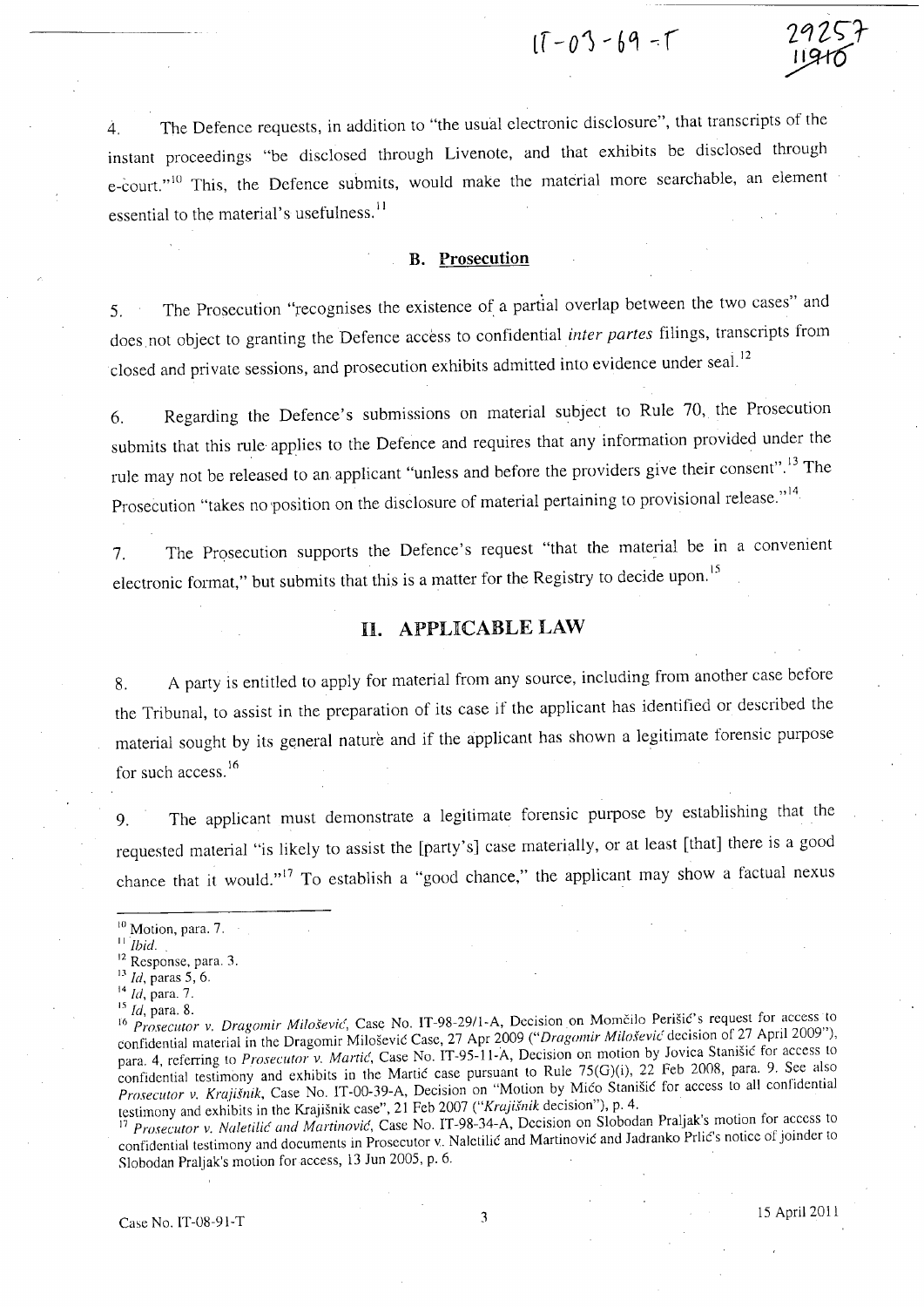4. The Defence requests, in addition to "the usual electronic disclosure", that transcripts of the instant proceedings "be disclosed through Livenote, and that exhibits be disclosed through e-court."[10] This, the Defence submits, would make the material more searchable, an element essential to the material's usefulness.[11]

### B. Prosecution

5. The Prosecution "recognises the existence of a partial overlap between the two cases" and does not object to granting the Defence access to confidential *inter partes* filings, transcripts from closed and private sessions, and prosecution exhibits admitted into evidence under seal.[12]

6. Regarding the Defence's submissions on material subject to Rule 70, the Prosecution submits that this rule applies to the Defence and requires that any information provided under the rule may not be released to an applicant "unless and before the providers give their consent".[13] The Prosecution "takes no position on the disclosure of material pertaining to provisional release."[14]

7. The Prosecution supports the Defence's request "that the material be in a convenient electronic format," but submits that this is a matter for the Registry to decide upon.[15]

## II. APPLICABLE LAW

8. A party is entitled to apply for material from any source, including from another case before the Tribunal, to assist in the preparation of its case if the applicant has identified or described the material sought by its general nature and if the applicant has shown a legitimate forensic purpose for such access.[16]

9. The applicant must demonstrate a legitimate forensic purpose by establishing that the requested material "is likely to assist the [party's] case materially, or at least [that] there is a good chance that it would."[17] To establish a "good chance," the applicant may show a factual nexus

---

[10] Motion, para. 7.
[11] *Ibid.*
[12] Response, para. 3.
[13] *Id*, paras 5, 6.
[14] *Id*, para. 7.
[15] *Id*, para. 8.
[16] *Prosecutor v. Dragomir Milošević*, Case No. IT-98-29/1-A, Decision on Momčilo Perišić's request for access to confidential material in the Dragomir Milošević Case, 27 Apr 2009 ("*Dragomir Milošević* decision of 27 April 2009"), para. 4, referring to *Prosecutor v. Martić*, Case No. IT-95-11-A, Decision on motion by Jovica Stanišić for access to confidential testimony and exhibits in the Martić case pursuant to Rule 75(G)(i), 22 Feb 2008, para. 9. See also *Prosecutor v. Krajišnik*, Case No. IT-00-39-A, Decision on "Motion by Mićo Stanišić for access to all confidential testimony and exhibits in the Krajišnik case", 21 Feb 2007 ("*Krajišnik* decision"), p. 4.
[17] *Prosecutor v. Naletilić and Martinović*, Case No. IT-98-34-A, Decision on Slobodan Praljak's motion for access to confidential testimony and documents in Prosecutor v. Naletilić and Martinović and Jadranko Prlić's notice of joinder to Slobodan Praljak's motion for access, 13 Jun 2005, p. 6.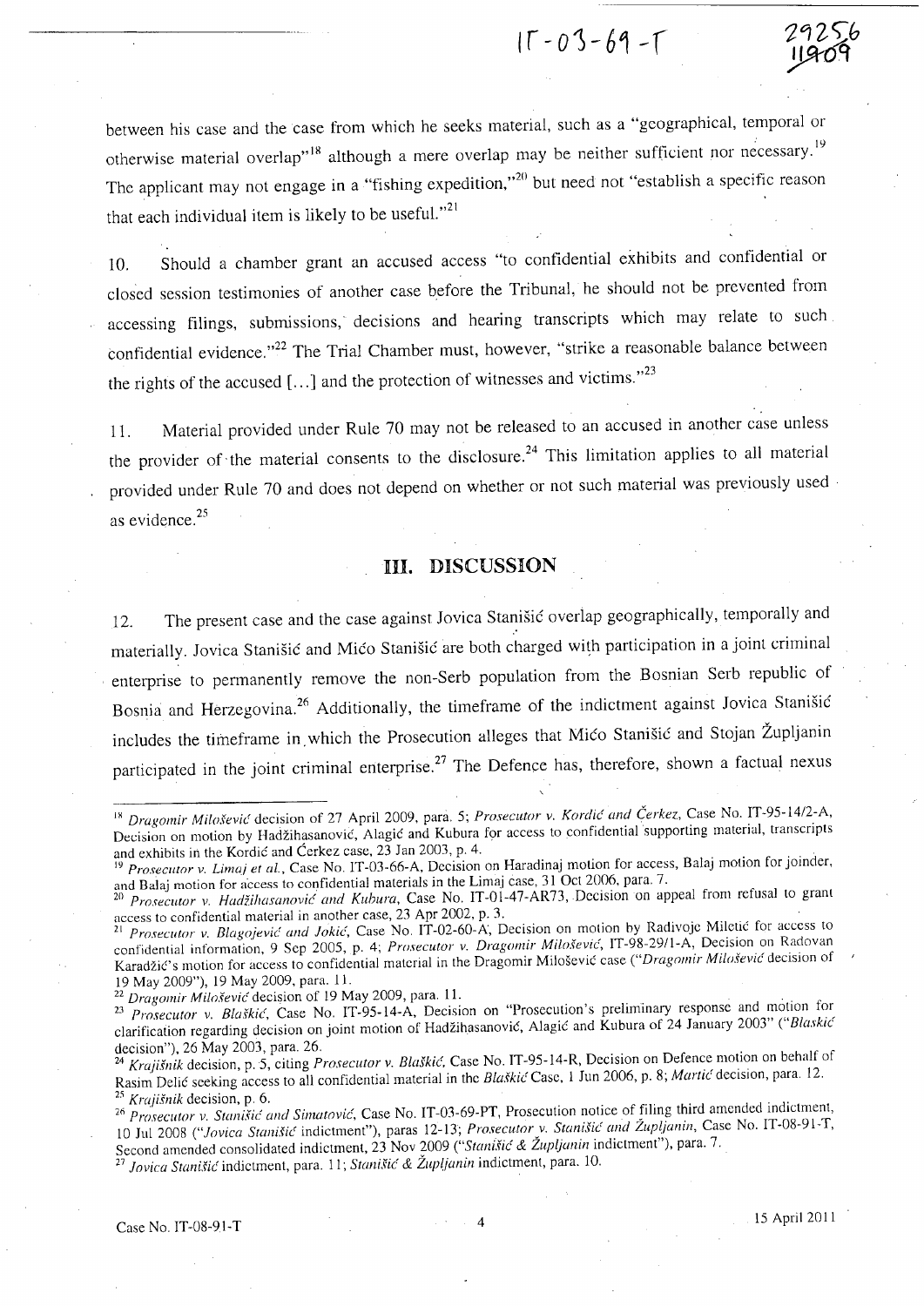between his case and the case from which he seeks material, such as a "geographical, temporal or otherwise material overlap"[18] although a mere overlap may be neither sufficient nor necessary.[19] The applicant may not engage in a "fishing expedition,"[20] but need not "establish a specific reason that each individual item is likely to be useful."[21]

10. Should a chamber grant an accused access "to confidential exhibits and confidential or closed session testimonies of another case before the Tribunal, he should not be prevented from accessing filings, submissions, decisions and hearing transcripts which may relate to such confidential evidence."[22] The Trial Chamber must, however, "strike a reasonable balance between the rights of the accused [...] and the protection of witnesses and victims."[23]

11. Material provided under Rule 70 may not be released to an accused in another case unless the provider of the material consents to the disclosure.[24] This limitation applies to all material provided under Rule 70 and does not depend on whether or not such material was previously used as evidence.[25]

## III. DISCUSSION

12. The present case and the case against Jovica Stanišić overlap geographically, temporally and materially. Jovica Stanišić and Mićo Stanišić are both charged with participation in a joint criminal enterprise to permanently remove the non-Serb population from the Bosnian Serb republic of Bosnia and Herzegovina.[26] Additionally, the timeframe of the indictment against Jovica Stanišić includes the timeframe in which the Prosecution alleges that Mićo Stanišić and Stojan Župljanin participated in the joint criminal enterprise.[27] The Defence has, therefore, shown a factual nexus

---

[18] *Dragomir Milošević* decision of 27 April 2009, para. 5; *Prosecutor v. Kordić and Čerkez*, Case No. IT-95-14/2-A, Decision on motion by Hadžihasanović, Alagić and Kubura for access to confidential supporting material, transcripts and exhibits in the Kordić and Čerkez case, 23 Jan 2003, p. 4.

[19] *Prosecutor v. Limaj et al.*, Case No. IT-03-66-A, Decision on Haradinaj motion for access, Balaj motion for joinder, and Balaj motion for access to confidential materials in the Limaj case, 31 Oct 2006, para. 7.

[20] *Prosecutor v. Hadžihasanović and Kubura*, Case No. IT-01-47-AR73, Decision on appeal from refusal to grant access to confidential material in another case, 23 Apr 2002, p. 3.

[21] *Prosecutor v. Blagojević and Jokić*, Case No. IT-02-60-A, Decision on motion by Radivoje Miletić for access to confidential information, 9 Sep 2005, p. 4; *Prosecutor v. Dragomir Milošević*, IT-98-29/1-A, Decision on Radovan Karadžić's motion for access to confidential material in the Dragomir Milošević case ("*Dragomir Milošević* decision of 19 May 2009"), 19 May 2009, para. 11.

[22] *Dragomir Milošević* decision of 19 May 2009, para. 11.

[23] *Prosecutor v. Blaškić*, Case No. IT-95-14-A, Decision on "Prosecution's preliminary response and motion for clarification regarding decision on joint motion of Hadžihasanović, Alagić and Kubura of 24 January 2003" ("*Blaskić* decision"), 26 May 2003, para. 26.

[24] *Krajišnik* decision, p. 5, citing *Prosecutor v. Blaškić*, Case No. IT-95-14-R, Decision on Defence motion on behalf of Rasim Delić seeking access to all confidential material in the *Blaškić* Case, 1 Jun 2006, p. 8; *Martić* decision, para. 12.

[25] *Krajišnik* decision, p. 6.

[26] *Prosecutor v. Stanišić and Simatović*, Case No. IT-03-69-PT, Prosecution notice of filing third amended indictment, 10 Jul 2008 ("*Jovica Stanišić* indictment"), paras 12-13; *Prosecutor v. Stanišić and Župljanin*, Case No. IT-08-91-T, Second amended consolidated indictment, 23 Nov 2009 ("*Stanišić & Župljanin* indictment"), para. 7.

[27] *Jovica Stanišić* indictment, para. 11; *Stanišić & Župljanin* indictment, para. 10.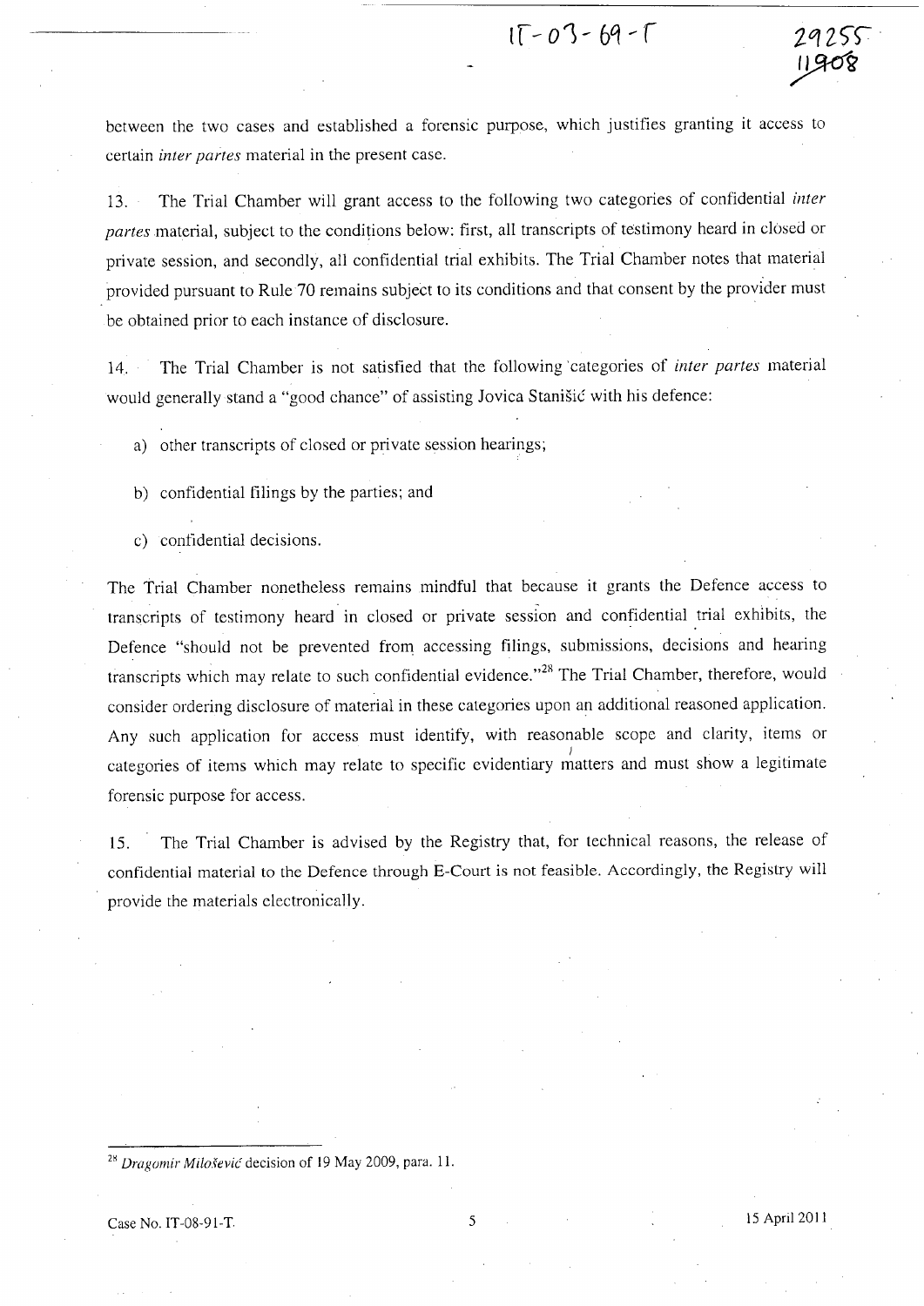between the two cases and established a forensic purpose, which justifies granting it access to certain *inter partes* material in the present case.

13. The Trial Chamber will grant access to the following two categories of confidential *inter partes* material, subject to the conditions below: first, all transcripts of testimony heard in closed or private session, and secondly, all confidential trial exhibits. The Trial Chamber notes that material provided pursuant to Rule 70 remains subject to its conditions and that consent by the provider must be obtained prior to each instance of disclosure.

14. The Trial Chamber is not satisfied that the following categories of *inter partes* material would generally stand a "good chance" of assisting Jovica Stanišić with his defence:

a) other transcripts of closed or private session hearings;

b) confidential filings by the parties; and

c) confidential decisions.

The Trial Chamber nonetheless remains mindful that because it grants the Defence access to transcripts of testimony heard in closed or private session and confidential trial exhibits, the Defence "should not be prevented from accessing filings, submissions, decisions and hearing transcripts which may relate to such confidential evidence."[28] The Trial Chamber, therefore, would consider ordering disclosure of material in these categories upon an additional reasoned application. Any such application for access must identify, with reasonable scope and clarity, items or categories of items which may relate to specific evidentiary matters and must show a legitimate forensic purpose for access.

15. The Trial Chamber is advised by the Registry that, for technical reasons, the release of confidential material to the Defence through E-Court is not feasible. Accordingly, the Registry will provide the materials electronically.

---

[28] *Dragomir Milošević* decision of 19 May 2009, para. 11.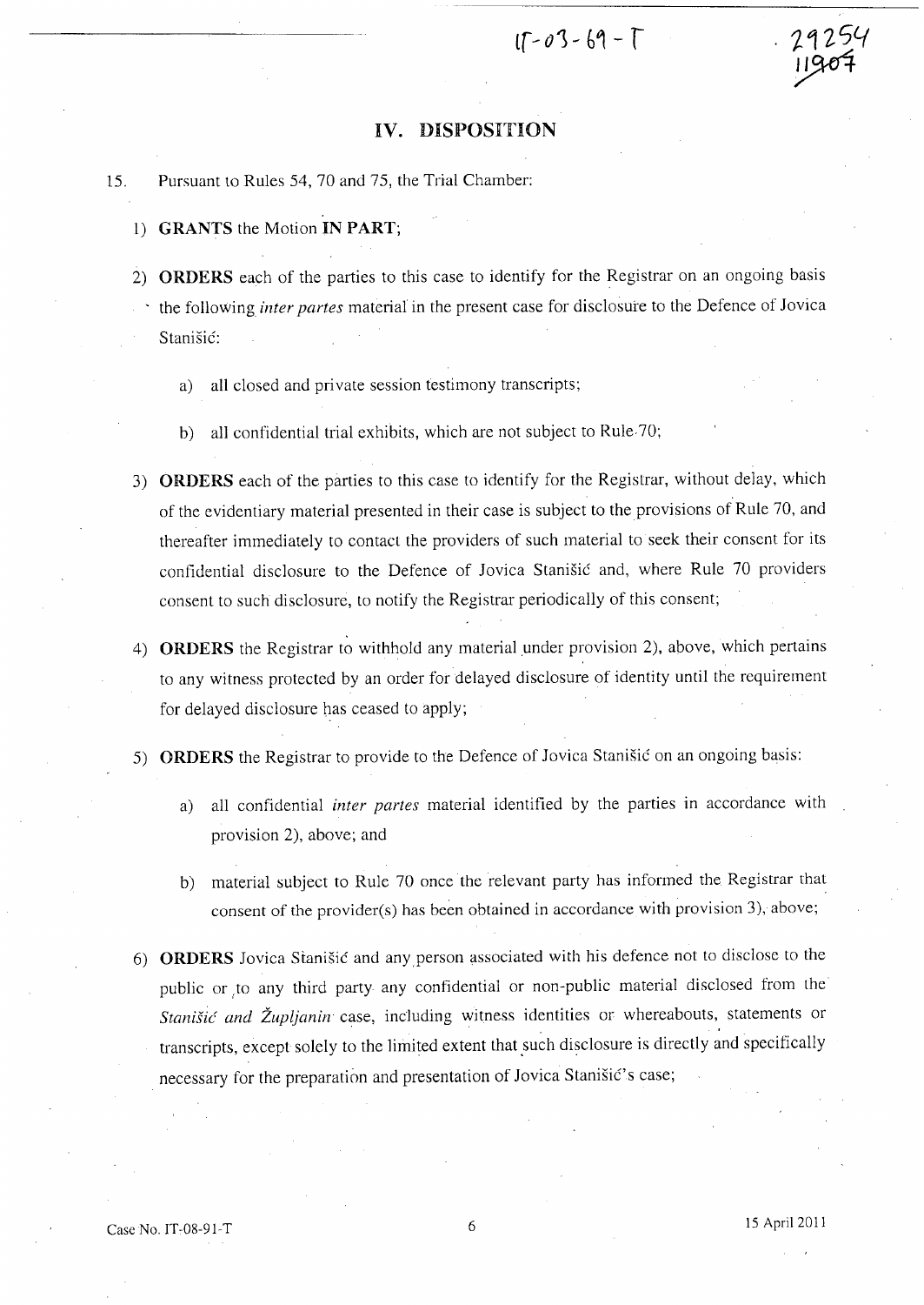## IV. DISPOSITION

15. Pursuant to Rules 54, 70 and 75, the Trial Chamber:

1) **GRANTS** the Motion **IN PART**;

2) **ORDERS** each of the parties to this case to identify for the Registrar on an ongoing basis the following *inter partes* material in the present case for disclosure to the Defence of Jovica Stanišić:

   a) all closed and private session testimony transcripts;

   b) all confidential trial exhibits, which are not subject to Rule 70;

3) **ORDERS** each of the parties to this case to identify for the Registrar, without delay, which of the evidentiary material presented in their case is subject to the provisions of Rule 70, and thereafter immediately to contact the providers of such material to seek their consent for its confidential disclosure to the Defence of Jovica Stanišić and, where Rule 70 providers consent to such disclosure, to notify the Registrar periodically of this consent;

4) **ORDERS** the Registrar to withhold any material under provision 2), above, which pertains to any witness protected by an order for delayed disclosure of identity until the requirement for delayed disclosure has ceased to apply;

5) **ORDERS** the Registrar to provide to the Defence of Jovica Stanišić on an ongoing basis:

   a) all confidential *inter partes* material identified by the parties in accordance with provision 2), above; and

   b) material subject to Rule 70 once the relevant party has informed the Registrar that consent of the provider(s) has been obtained in accordance with provision 3), above;

6) **ORDERS** Jovica Stanišić and any person associated with his defence not to disclose to the public or to any third party any confidential or non-public material disclosed from the *Stanišić and Župljanin* case, including witness identities or whereabouts, statements or transcripts, except solely to the limited extent that such disclosure is directly and specifically necessary for the preparation and presentation of Jovica Stanišić's case;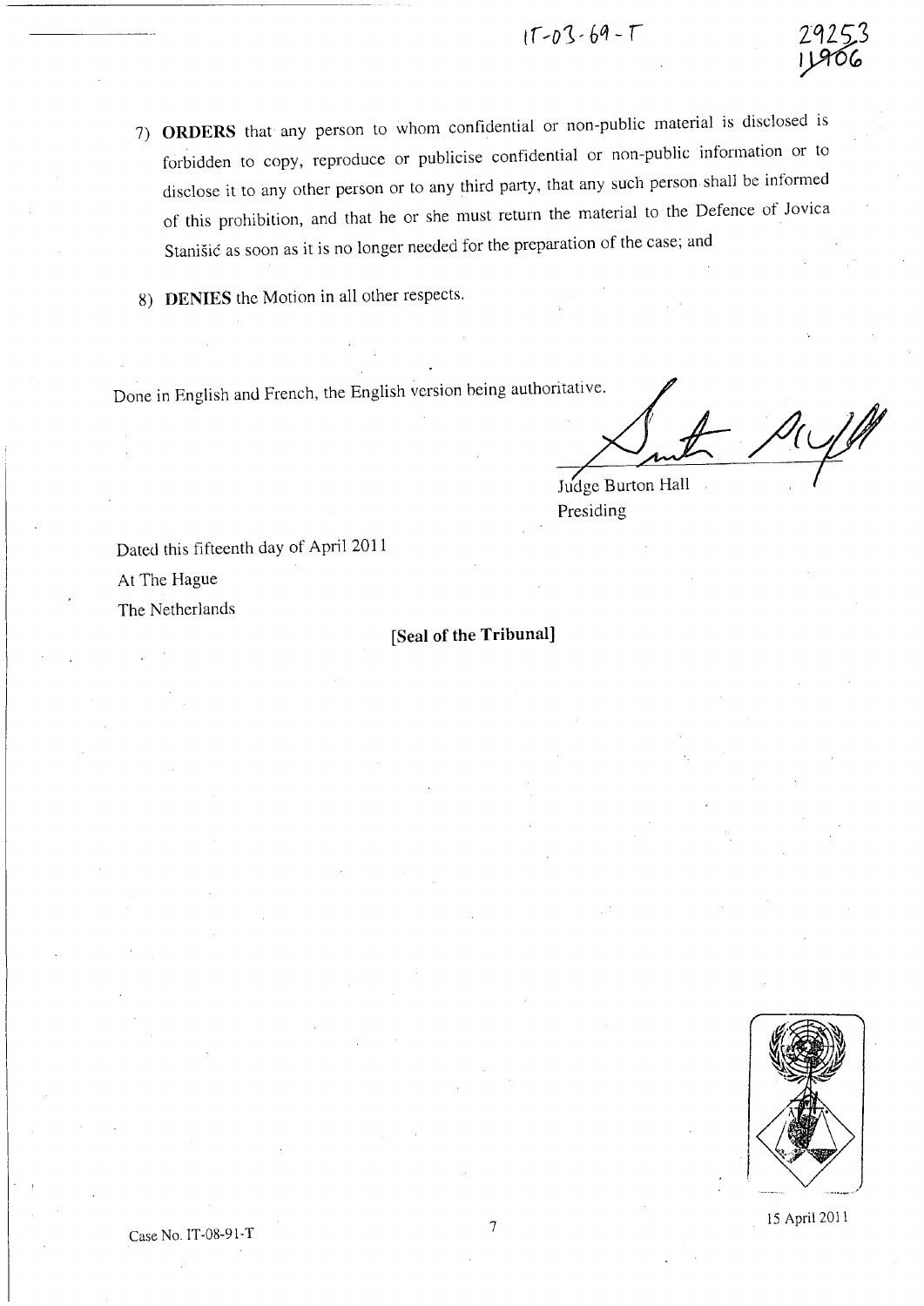7) **ORDERS** that any person to whom confidential or non-public material is disclosed is forbidden to copy, reproduce or publicise confidential or non-public information or to disclose it to any other person or to any third party, that any such person shall be informed of this prohibition, and that he or she must return the material to the Defence of Jovica Stanišić as soon as it is no longer needed for the preparation of the case; and

8) **DENIES** the Motion in all other respects.

Done in English and French, the English version being authoritative.

Judge Burton Hall
Presiding

Dated this fifteenth day of April 2011
At The Hague
The Netherlands

**[Seal of the Tribunal]**